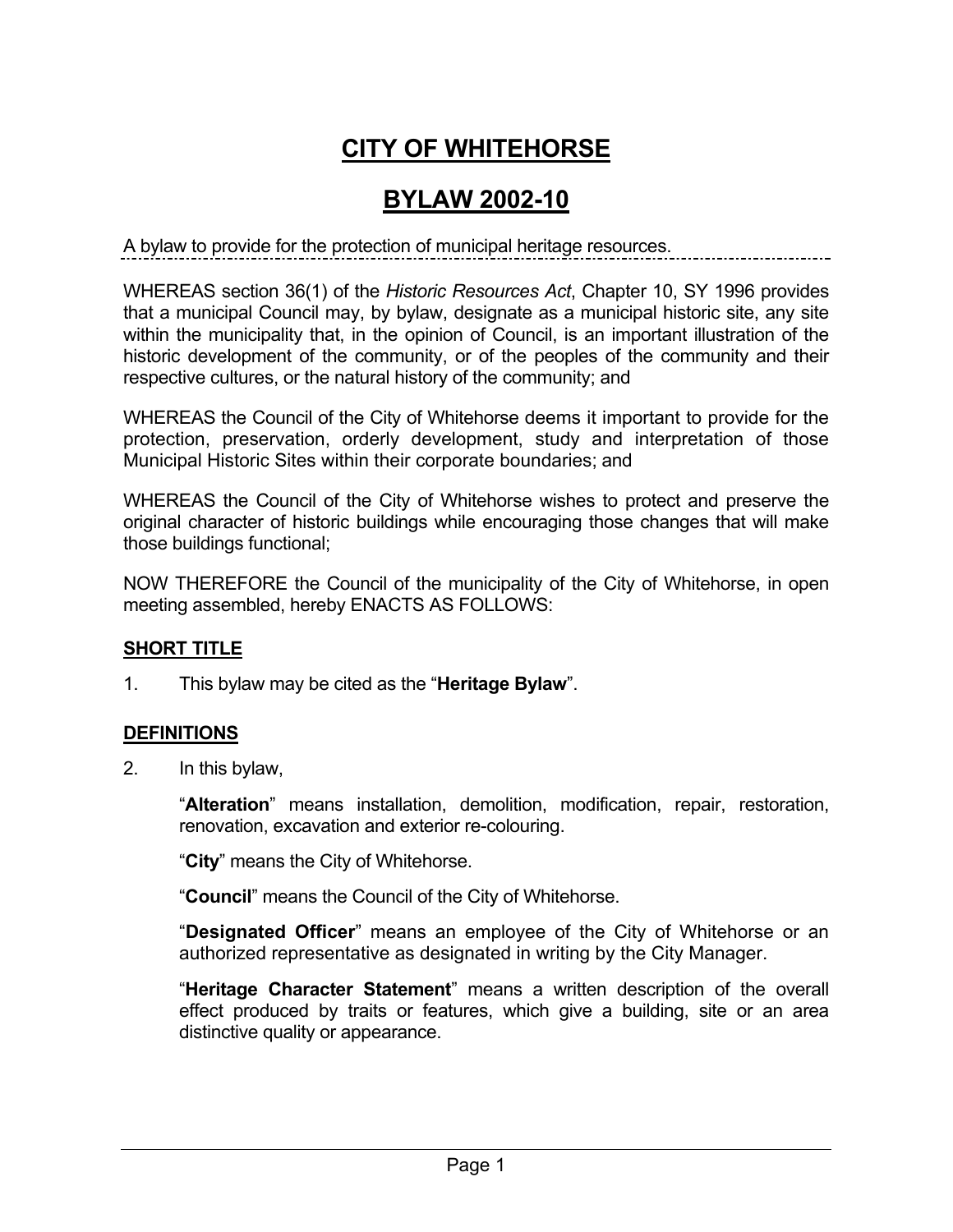# CITY OF WHITEHORSE

# BYLAW 2002-10

A bylaw to provide for the protection of municipal heritage resources.

---

WHEREAS section 36(1) of the *Historic Resources Act*, Chapter 10, SY 1996 provides that a municipal Council may, by bylaw, designate as a municipal historic site, any site within the municipality that, in the opinion of Council, is an important illustration of the historic development of the community, or of the peoples of the community and their respective cultures, or the natural history of the community; and

WHEREAS the Council of the City of Whitehorse deems it important to provide for the protection, preservation, orderly development, study and interpretation of those Municipal Historic Sites within their corporate boundaries; and

WHEREAS the Council of the City of Whitehorse wishes to protect and preserve the original character of historic buildings while encouraging those changes that will make those buildings functional;

NOW THEREFORE the Council of the municipality of the City of Whitehorse, in open meeting assembled, hereby ENACTS AS FOLLOWS:

## SHORT TITLE

1. This bylaw may be cited as the "**Heritage Bylaw**".

## DEFINITIONS

2. In this bylaw,

   "**Alteration**" means installation, demolition, modification, repair, restoration, renovation, excavation and exterior re-colouring.

   "**City**" means the City of Whitehorse.

   "**Council**" means the Council of the City of Whitehorse.

   "**Designated Officer**" means an employee of the City of Whitehorse or an authorized representative as designated in writing by the City Manager.

   "**Heritage Character Statement**" means a written description of the overall effect produced by traits or features, which give a building, site or an area distinctive quality or appearance.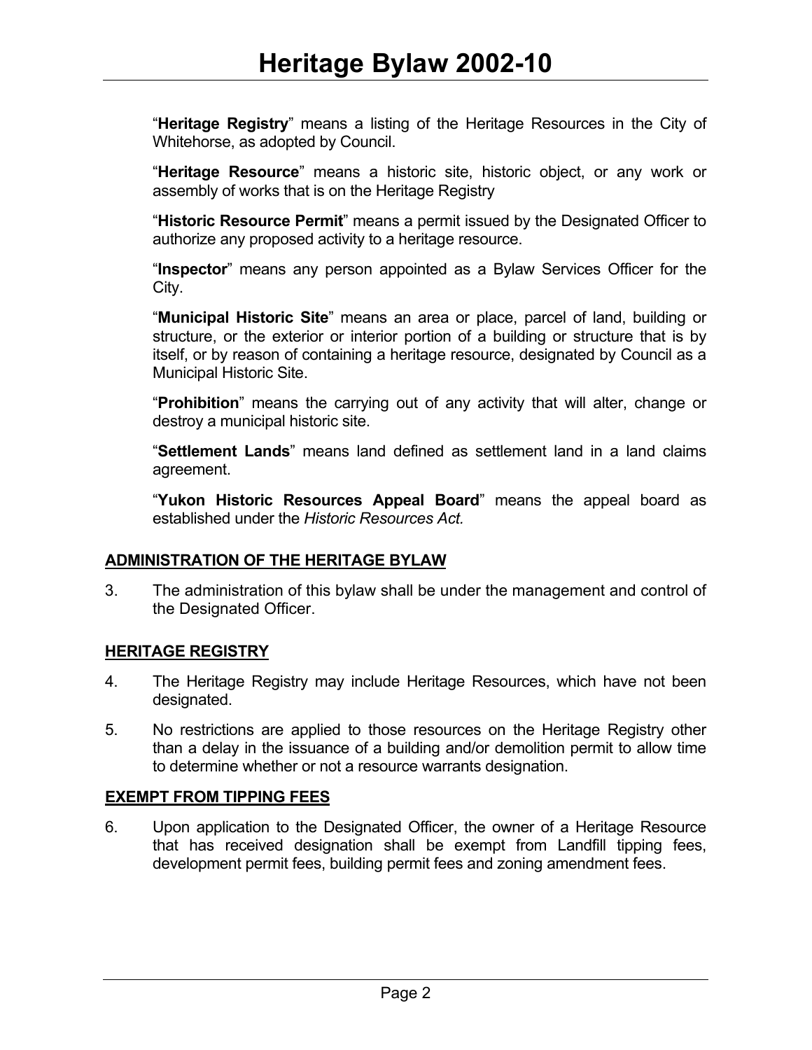"**Heritage Registry**" means a listing of the Heritage Resources in the City of Whitehorse, as adopted by Council.

"**Heritage Resource**" means a historic site, historic object, or any work or assembly of works that is on the Heritage Registry

"**Historic Resource Permit**" means a permit issued by the Designated Officer to authorize any proposed activity to a heritage resource.

"**Inspector**" means any person appointed as a Bylaw Services Officer for the City.

"**Municipal Historic Site**" means an area or place, parcel of land, building or structure, or the exterior or interior portion of a building or structure that is by itself, or by reason of containing a heritage resource, designated by Council as a Municipal Historic Site.

"**Prohibition**" means the carrying out of any activity that will alter, change or destroy a municipal historic site.

"**Settlement Lands**" means land defined as settlement land in a land claims agreement.

"**Yukon Historic Resources Appeal Board**" means the appeal board as established under the *Historic Resources Act.*

## ADMINISTRATION OF THE HERITAGE BYLAW

3. The administration of this bylaw shall be under the management and control of the Designated Officer.

## HERITAGE REGISTRY

4. The Heritage Registry may include Heritage Resources, which have not been designated.

5. No restrictions are applied to those resources on the Heritage Registry other than a delay in the issuance of a building and/or demolition permit to allow time to determine whether or not a resource warrants designation.

## EXEMPT FROM TIPPING FEES

6. Upon application to the Designated Officer, the owner of a Heritage Resource that has received designation shall be exempt from Landfill tipping fees, development permit fees, building permit fees and zoning amendment fees.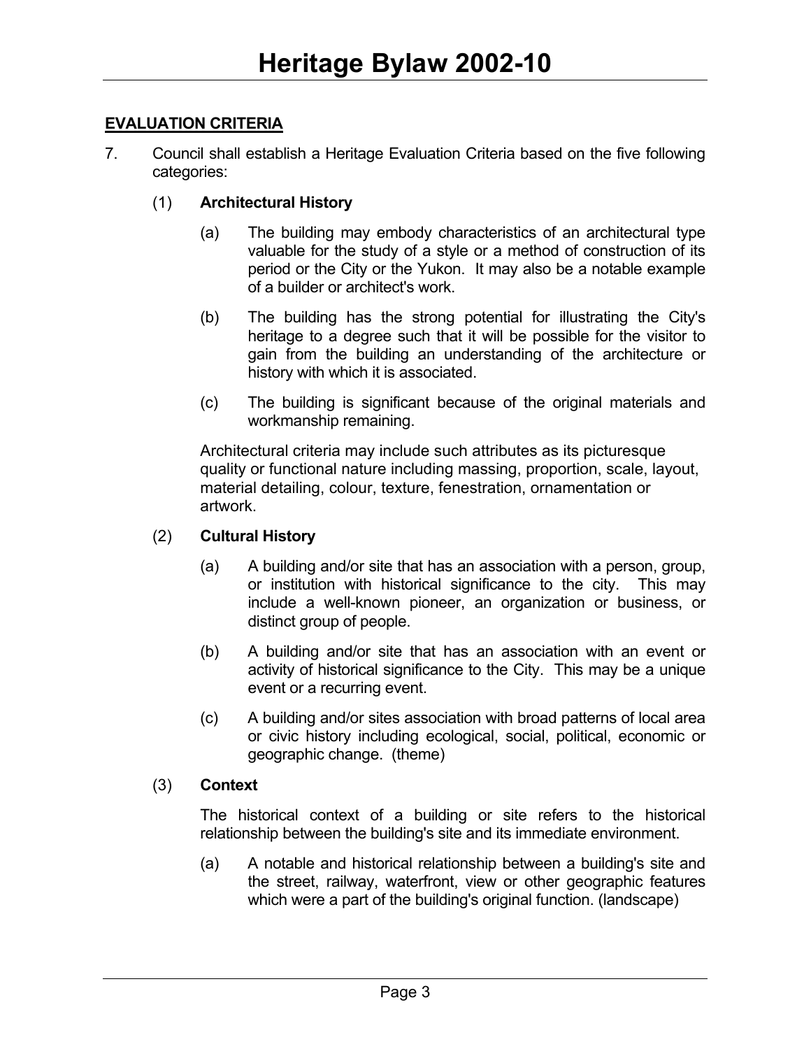## EVALUATION CRITERIA

7. Council shall establish a Heritage Evaluation Criteria based on the five following categories:

   (1) **Architectural History**

   (a) The building may embody characteristics of an architectural type valuable for the study of a style or a method of construction of its period or the City or the Yukon. It may also be a notable example of a builder or architect's work.

   (b) The building has the strong potential for illustrating the City's heritage to a degree such that it will be possible for the visitor to gain from the building an understanding of the architecture or history with which it is associated.

   (c) The building is significant because of the original materials and workmanship remaining.

   Architectural criteria may include such attributes as its picturesque quality or functional nature including massing, proportion, scale, layout, material detailing, colour, texture, fenestration, ornamentation or artwork.

   (2) **Cultural History**

   (a) A building and/or site that has an association with a person, group, or institution with historical significance to the city. This may include a well-known pioneer, an organization or business, or distinct group of people.

   (b) A building and/or site that has an association with an event or activity of historical significance to the City. This may be a unique event or a recurring event.

   (c) A building and/or sites association with broad patterns of local area or civic history including ecological, social, political, economic or geographic change. (theme)

   (3) **Context**

   The historical context of a building or site refers to the historical relationship between the building's site and its immediate environment.

   (a) A notable and historical relationship between a building's site and the street, railway, waterfront, view or other geographic features which were a part of the building's original function. (landscape)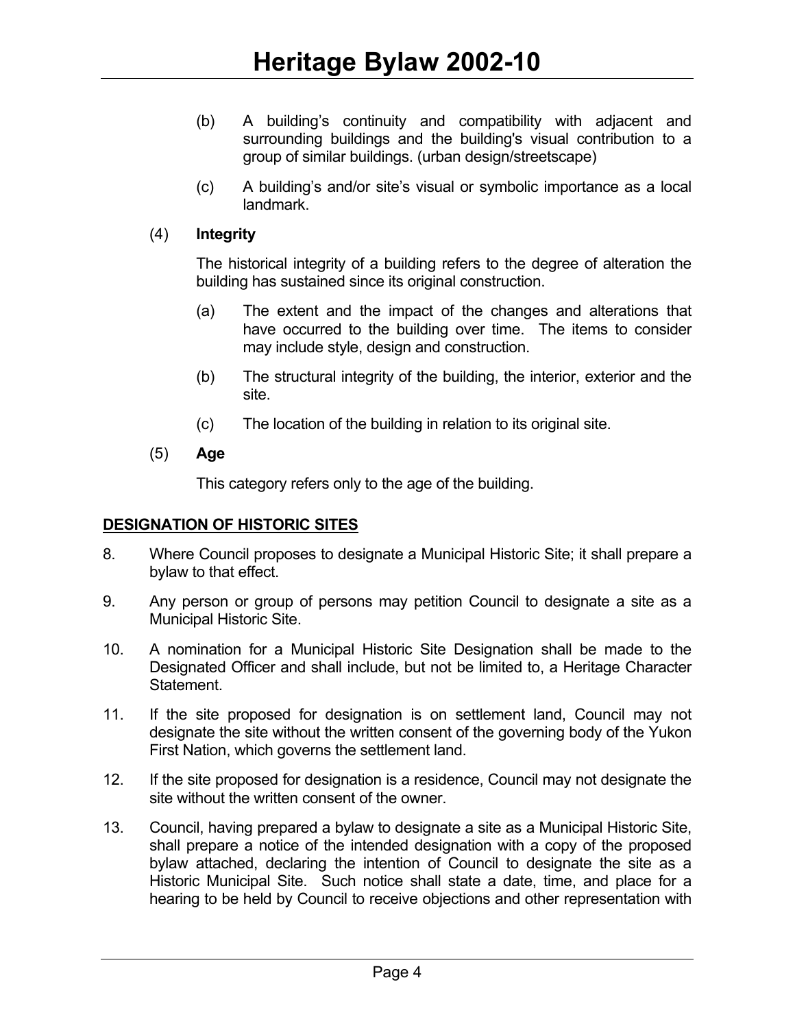(b) A building's continuity and compatibility with adjacent and surrounding buildings and the building's visual contribution to a group of similar buildings. (urban design/streetscape)

(c) A building's and/or site's visual or symbolic importance as a local landmark.

(4) **Integrity**

The historical integrity of a building refers to the degree of alteration the building has sustained since its original construction.

(a) The extent and the impact of the changes and alterations that have occurred to the building over time. The items to consider may include style, design and construction.

(b) The structural integrity of the building, the interior, exterior and the site.

(c) The location of the building in relation to its original site.

(5) **Age**

This category refers only to the age of the building.

**DESIGNATION OF HISTORIC SITES**

8. Where Council proposes to designate a Municipal Historic Site; it shall prepare a bylaw to that effect.

9. Any person or group of persons may petition Council to designate a site as a Municipal Historic Site.

10. A nomination for a Municipal Historic Site Designation shall be made to the Designated Officer and shall include, but not be limited to, a Heritage Character Statement.

11. If the site proposed for designation is on settlement land, Council may not designate the site without the written consent of the governing body of the Yukon First Nation, which governs the settlement land.

12. If the site proposed for designation is a residence, Council may not designate the site without the written consent of the owner.

13. Council, having prepared a bylaw to designate a site as a Municipal Historic Site, shall prepare a notice of the intended designation with a copy of the proposed bylaw attached, declaring the intention of Council to designate the site as a Historic Municipal Site. Such notice shall state a date, time, and place for a hearing to be held by Council to receive objections and other representation with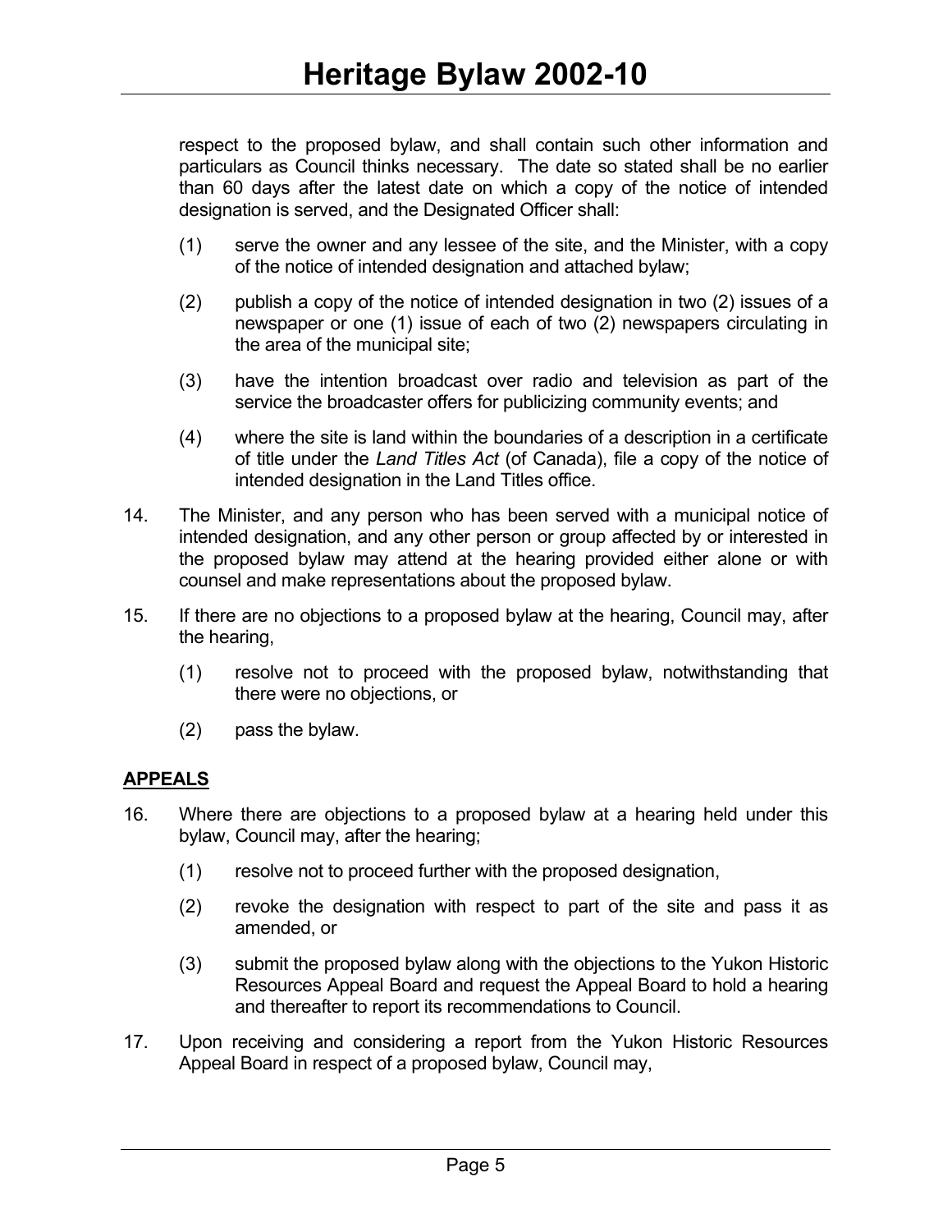respect to the proposed bylaw, and shall contain such other information and particulars as Council thinks necessary. The date so stated shall be no earlier than 60 days after the latest date on which a copy of the notice of intended designation is served, and the Designated Officer shall:

(1) serve the owner and any lessee of the site, and the Minister, with a copy of the notice of intended designation and attached bylaw;

(2) publish a copy of the notice of intended designation in two (2) issues of a newspaper or one (1) issue of each of two (2) newspapers circulating in the area of the municipal site;

(3) have the intention broadcast over radio and television as part of the service the broadcaster offers for publicizing community events; and

(4) where the site is land within the boundaries of a description in a certificate of title under the *Land Titles Act* (of Canada), file a copy of the notice of intended designation in the Land Titles office.

14. The Minister, and any person who has been served with a municipal notice of intended designation, and any other person or group affected by or interested in the proposed bylaw may attend at the hearing provided either alone or with counsel and make representations about the proposed bylaw.

15. If there are no objections to a proposed bylaw at the hearing, Council may, after the hearing,

(1) resolve not to proceed with the proposed bylaw, notwithstanding that there were no objections, or

(2) pass the bylaw.

## APPEALS

16. Where there are objections to a proposed bylaw at a hearing held under this bylaw, Council may, after the hearing;

(1) resolve not to proceed further with the proposed designation,

(2) revoke the designation with respect to part of the site and pass it as amended, or

(3) submit the proposed bylaw along with the objections to the Yukon Historic Resources Appeal Board and request the Appeal Board to hold a hearing and thereafter to report its recommendations to Council.

17. Upon receiving and considering a report from the Yukon Historic Resources Appeal Board in respect of a proposed bylaw, Council may,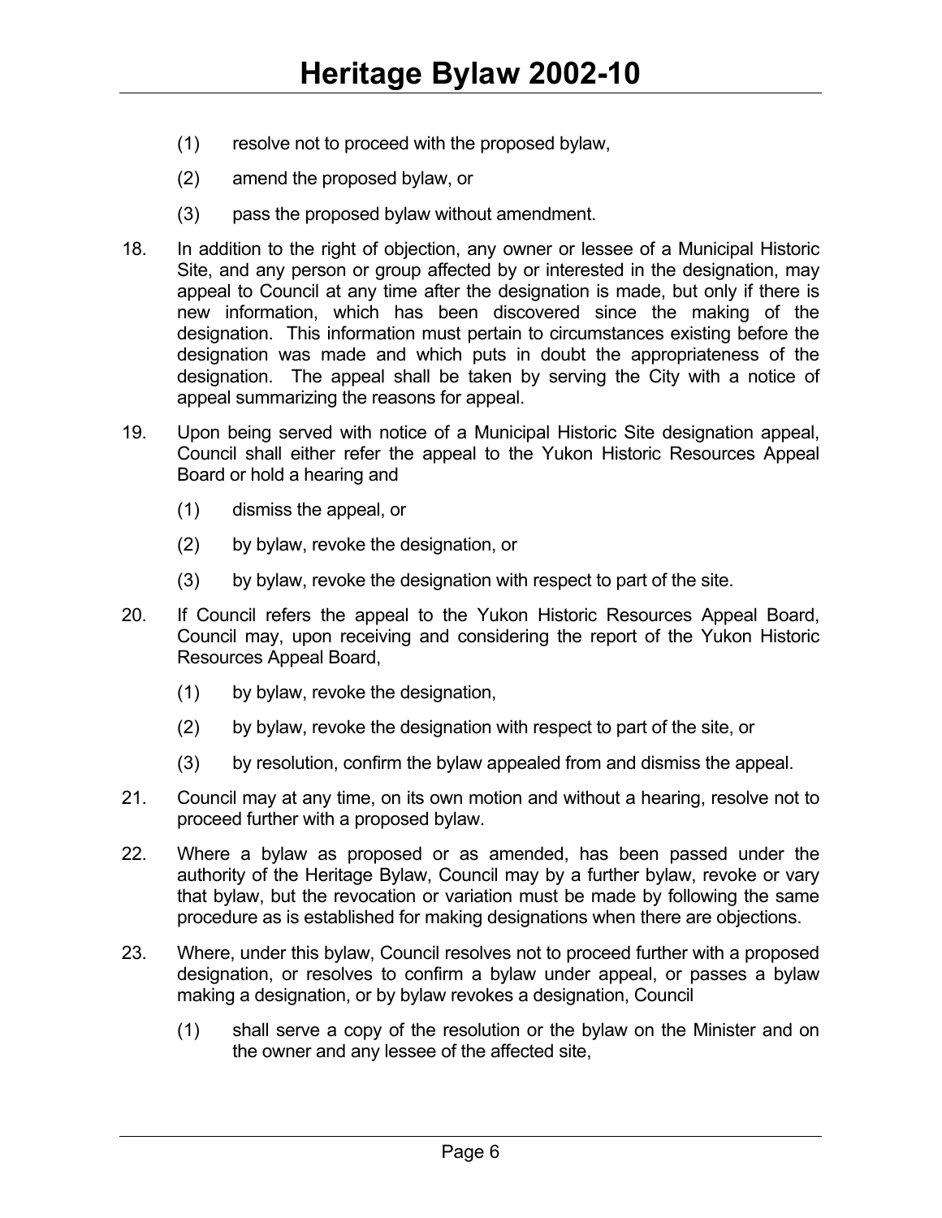(1) resolve not to proceed with the proposed bylaw,

(2) amend the proposed bylaw, or

(3) pass the proposed bylaw without amendment.

18. In addition to the right of objection, any owner or lessee of a Municipal Historic Site, and any person or group affected by or interested in the designation, may appeal to Council at any time after the designation is made, but only if there is new information, which has been discovered since the making of the designation. This information must pertain to circumstances existing before the designation was made and which puts in doubt the appropriateness of the designation. The appeal shall be taken by serving the City with a notice of appeal summarizing the reasons for appeal.

19. Upon being served with notice of a Municipal Historic Site designation appeal, Council shall either refer the appeal to the Yukon Historic Resources Appeal Board or hold a hearing and

    (1) dismiss the appeal, or

    (2) by bylaw, revoke the designation, or

    (3) by bylaw, revoke the designation with respect to part of the site.

20. If Council refers the appeal to the Yukon Historic Resources Appeal Board, Council may, upon receiving and considering the report of the Yukon Historic Resources Appeal Board,

    (1) by bylaw, revoke the designation,

    (2) by bylaw, revoke the designation with respect to part of the site, or

    (3) by resolution, confirm the bylaw appealed from and dismiss the appeal.

21. Council may at any time, on its own motion and without a hearing, resolve not to proceed further with a proposed bylaw.

22. Where a bylaw as proposed or as amended, has been passed under the authority of the Heritage Bylaw, Council may by a further bylaw, revoke or vary that bylaw, but the revocation or variation must be made by following the same procedure as is established for making designations when there are objections.

23. Where, under this bylaw, Council resolves not to proceed further with a proposed designation, or resolves to confirm a bylaw under appeal, or passes a bylaw making a designation, or by bylaw revokes a designation, Council

    (1) shall serve a copy of the resolution or the bylaw on the Minister and on the owner and any lessee of the affected site,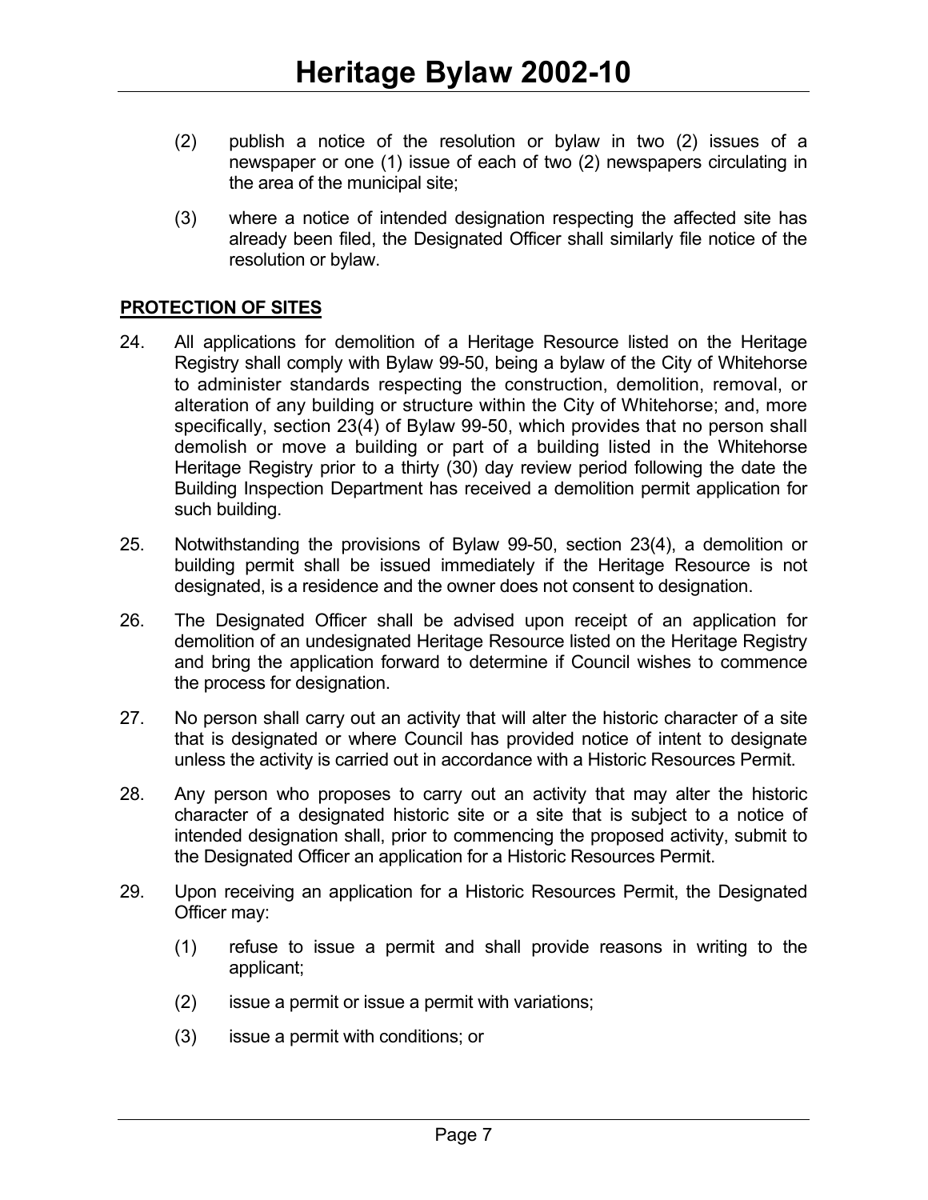(2) publish a notice of the resolution or bylaw in two (2) issues of a newspaper or one (1) issue of each of two (2) newspapers circulating in the area of the municipal site;

(3) where a notice of intended designation respecting the affected site has already been filed, the Designated Officer shall similarly file notice of the resolution or bylaw.

**PROTECTION OF SITES**

24. All applications for demolition of a Heritage Resource listed on the Heritage Registry shall comply with Bylaw 99-50, being a bylaw of the City of Whitehorse to administer standards respecting the construction, demolition, removal, or alteration of any building or structure within the City of Whitehorse; and, more specifically, section 23(4) of Bylaw 99-50, which provides that no person shall demolish or move a building or part of a building listed in the Whitehorse Heritage Registry prior to a thirty (30) day review period following the date the Building Inspection Department has received a demolition permit application for such building.

25. Notwithstanding the provisions of Bylaw 99-50, section 23(4), a demolition or building permit shall be issued immediately if the Heritage Resource is not designated, is a residence and the owner does not consent to designation.

26. The Designated Officer shall be advised upon receipt of an application for demolition of an undesignated Heritage Resource listed on the Heritage Registry and bring the application forward to determine if Council wishes to commence the process for designation.

27. No person shall carry out an activity that will alter the historic character of a site that is designated or where Council has provided notice of intent to designate unless the activity is carried out in accordance with a Historic Resources Permit.

28. Any person who proposes to carry out an activity that may alter the historic character of a designated historic site or a site that is subject to a notice of intended designation shall, prior to commencing the proposed activity, submit to the Designated Officer an application for a Historic Resources Permit.

29. Upon receiving an application for a Historic Resources Permit, the Designated Officer may:

    (1) refuse to issue a permit and shall provide reasons in writing to the applicant;

    (2) issue a permit or issue a permit with variations;

    (3) issue a permit with conditions; or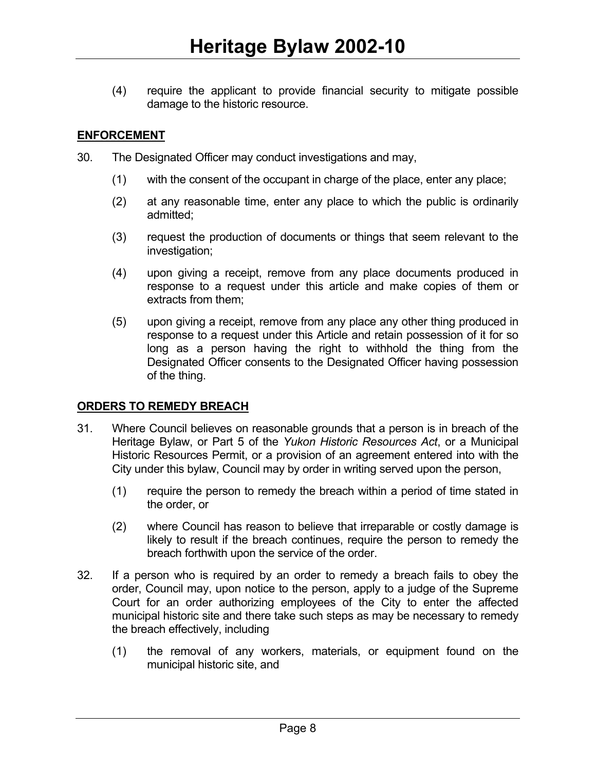(4) require the applicant to provide financial security to mitigate possible damage to the historic resource.

**ENFORCEMENT**

30. The Designated Officer may conduct investigations and may,

    (1) with the consent of the occupant in charge of the place, enter any place;

    (2) at any reasonable time, enter any place to which the public is ordinarily admitted;

    (3) request the production of documents or things that seem relevant to the investigation;

    (4) upon giving a receipt, remove from any place documents produced in response to a request under this article and make copies of them or extracts from them;

    (5) upon giving a receipt, remove from any place any other thing produced in response to a request under this Article and retain possession of it for so long as a person having the right to withhold the thing from the Designated Officer consents to the Designated Officer having possession of the thing.

**ORDERS TO REMEDY BREACH**

31. Where Council believes on reasonable grounds that a person is in breach of the Heritage Bylaw, or Part 5 of the *Yukon Historic Resources Act*, or a Municipal Historic Resources Permit, or a provision of an agreement entered into with the City under this bylaw, Council may by order in writing served upon the person,

    (1) require the person to remedy the breach within a period of time stated in the order, or

    (2) where Council has reason to believe that irreparable or costly damage is likely to result if the breach continues, require the person to remedy the breach forthwith upon the service of the order.

32. If a person who is required by an order to remedy a breach fails to obey the order, Council may, upon notice to the person, apply to a judge of the Supreme Court for an order authorizing employees of the City to enter the affected municipal historic site and there take such steps as may be necessary to remedy the breach effectively, including

    (1) the removal of any workers, materials, or equipment found on the municipal historic site, and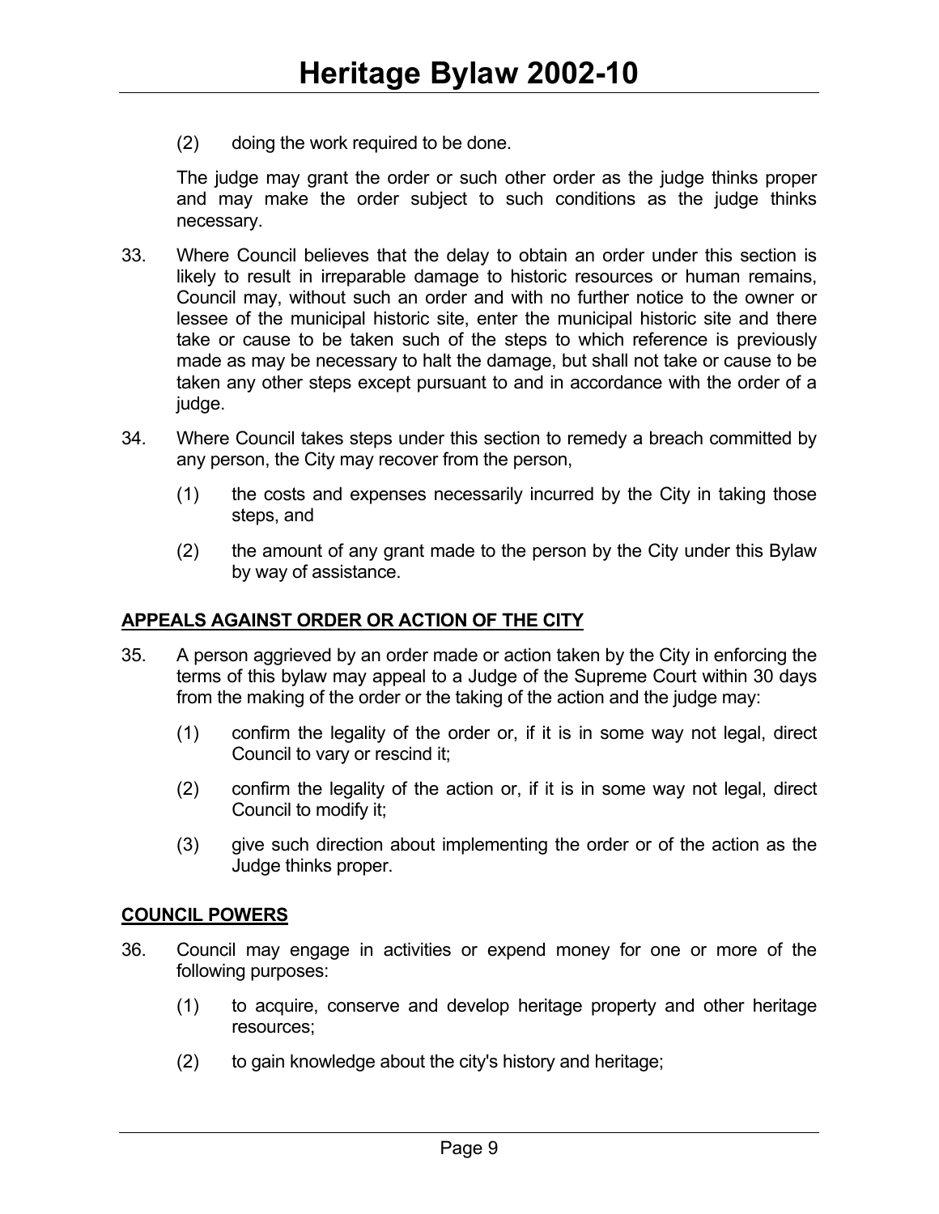(2) doing the work required to be done.

The judge may grant the order or such other order as the judge thinks proper and may make the order subject to such conditions as the judge thinks necessary.

33. Where Council believes that the delay to obtain an order under this section is likely to result in irreparable damage to historic resources or human remains, Council may, without such an order and with no further notice to the owner or lessee of the municipal historic site, enter the municipal historic site and there take or cause to be taken such of the steps to which reference is previously made as may be necessary to halt the damage, but shall not take or cause to be taken any other steps except pursuant to and in accordance with the order of a judge.

34. Where Council takes steps under this section to remedy a breach committed by any person, the City may recover from the person,

    (1) the costs and expenses necessarily incurred by the City in taking those steps, and

    (2) the amount of any grant made to the person by the City under this Bylaw by way of assistance.

## APPEALS AGAINST ORDER OR ACTION OF THE CITY

35. A person aggrieved by an order made or action taken by the City in enforcing the terms of this bylaw may appeal to a Judge of the Supreme Court within 30 days from the making of the order or the taking of the action and the judge may:

    (1) confirm the legality of the order or, if it is in some way not legal, direct Council to vary or rescind it;

    (2) confirm the legality of the action or, if it is in some way not legal, direct Council to modify it;

    (3) give such direction about implementing the order or of the action as the Judge thinks proper.

## COUNCIL POWERS

36. Council may engage in activities or expend money for one or more of the following purposes:

    (1) to acquire, conserve and develop heritage property and other heritage resources;

    (2) to gain knowledge about the city's history and heritage;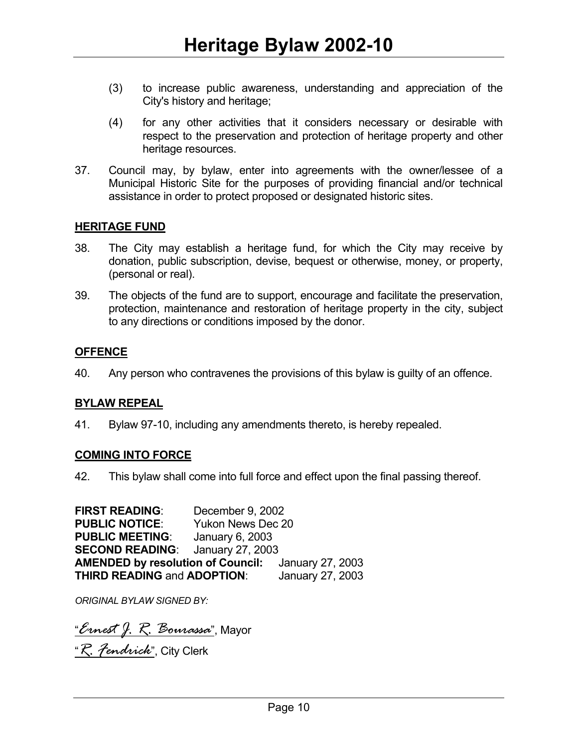(3) to increase public awareness, understanding and appreciation of the City's history and heritage;

(4) for any other activities that it considers necessary or desirable with respect to the preservation and protection of heritage property and other heritage resources.

37. Council may, by bylaw, enter into agreements with the owner/lessee of a Municipal Historic Site for the purposes of providing financial and/or technical assistance in order to protect proposed or designated historic sites.

**HERITAGE FUND**

38. The City may establish a heritage fund, for which the City may receive by donation, public subscription, devise, bequest or otherwise, money, or property, (personal or real).

39. The objects of the fund are to support, encourage and facilitate the preservation, protection, maintenance and restoration of heritage property in the city, subject to any directions or conditions imposed by the donor.

**OFFENCE**

40. Any person who contravenes the provisions of this bylaw is guilty of an offence.

**BYLAW REPEAL**

41. Bylaw 97-10, including any amendments thereto, is hereby repealed.

**COMING INTO FORCE**

42. This bylaw shall come into full force and effect upon the final passing thereof.

**FIRST READING**: December 9, 2002
**PUBLIC NOTICE**: Yukon News Dec 20
**PUBLIC MEETING**: January 6, 2003
**SECOND READING**: January 27, 2003
**AMENDED by resolution of Council:** January 27, 2003
**THIRD READING** and **ADOPTION**: January 27, 2003

*ORIGINAL BYLAW SIGNED BY:*

"*Ernest J. R. Bourassa*", Mayor

"*R. Fendrick*", City Clerk